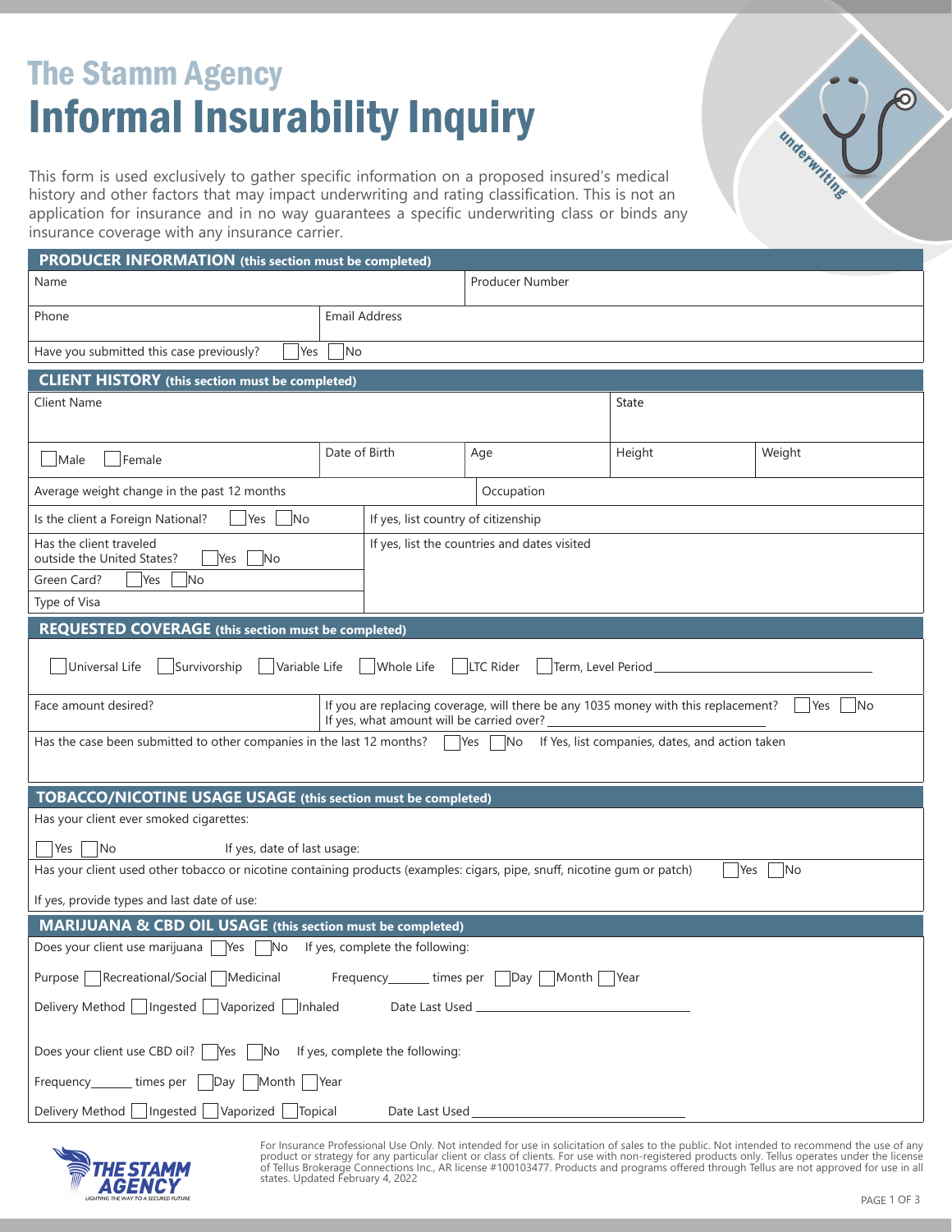# The Stamm Agency

# Informal Insurability Inquiry

underwriting

This form is used exclusively to gather specific information on a proposed insured's medical history and other factors that may impact underwriting and rating classification. This is not an application for insurance and in no way guarantees a specific underwriting class or binds any insurance coverage with any insurance carrier.

## PRODUCER INFORMATION (this section must be completed)

| | |
|---|---|
| Name | Producer Number |
| Phone | Email Address |

Have you submitted this case previously? ☐ Yes ☐ No

## CLIENT HISTORY (this section must be completed)

| | | | | |
|---|---|---|---|---|
| Client Name | | | State | |
| ☐ Male ☐ Female | Date of Birth | Age | Height | Weight |
| Average weight change in the past 12 months | | Occupation | | |

Is the client a Foreign National? ☐ Yes ☐ No — If yes, list country of citizenship

Has the client traveled outside the United States? ☐ Yes ☐ No — If yes, list the countries and dates visited

Green Card? ☐ Yes ☐ No

Type of Visa

## REQUESTED COVERAGE (this section must be completed)

☐ Universal Life ☐ Survivorship ☐ Variable Life ☐ Whole Life ☐ LTC Rider ☐ Term, Level Period\_\_\_\_\_\_\_\_\_\_\_\_\_\_\_\_\_\_\_\_

Face amount desired?

If you are replacing coverage, will there be any 1035 money with this replacement? ☐ Yes ☐ No
If yes, what amount will be carried over? \_\_\_\_\_\_\_\_\_\_\_\_\_\_\_\_\_\_\_\_

Has the case been submitted to other companies in the last 12 months? ☐ Yes ☐ No — If Yes, list companies, dates, and action taken

## TOBACCO/NICOTINE USAGE USAGE (this section must be completed)

Has your client ever smoked cigarettes:

☐ Yes ☐ No — If yes, date of last usage:

Has your client used other tobacco or nicotine containing products (examples: cigars, pipe, snuff, nicotine gum or patch) ☐ Yes ☐ No

If yes, provide types and last date of use:

## MARIJUANA & CBD OIL USAGE (this section must be completed)

Does your client use marijuana ☐ Yes ☐ No — If yes, complete the following:

Purpose ☐ Recreational/Social ☐ Medicinal — Frequency\_\_\_\_\_\_\_ times per ☐ Day ☐ Month ☐ Year

Delivery Method ☐ Ingested ☐ Vaporized ☐ Inhaled — Date Last Used \_\_\_\_\_\_\_\_\_\_\_\_\_\_\_\_\_\_\_\_

Does your client use CBD oil? ☐ Yes ☐ No — If yes, complete the following:

Frequency\_\_\_\_\_\_\_ times per ☐ Day ☐ Month ☐ Year

Delivery Method ☐ Ingested ☐ Vaporized ☐ Topical — Date Last Used \_\_\_\_\_\_\_\_\_\_\_\_\_\_\_\_\_\_\_\_

THE STAMM AGENCY — LIGHTING THE WAY TO A SECURED FUTURE

For Insurance Professional Use Only. Not intended for use in solicitation of sales to the public. Not intended to recommend the use of any product or strategy for any particular client or class of clients. For use with non-registered products only. Tellus operates under the license of Tellus Brokerage Connections Inc., AR license #100103477. Products and programs offered through Tellus are not approved for use in all states. Updated February 4, 2022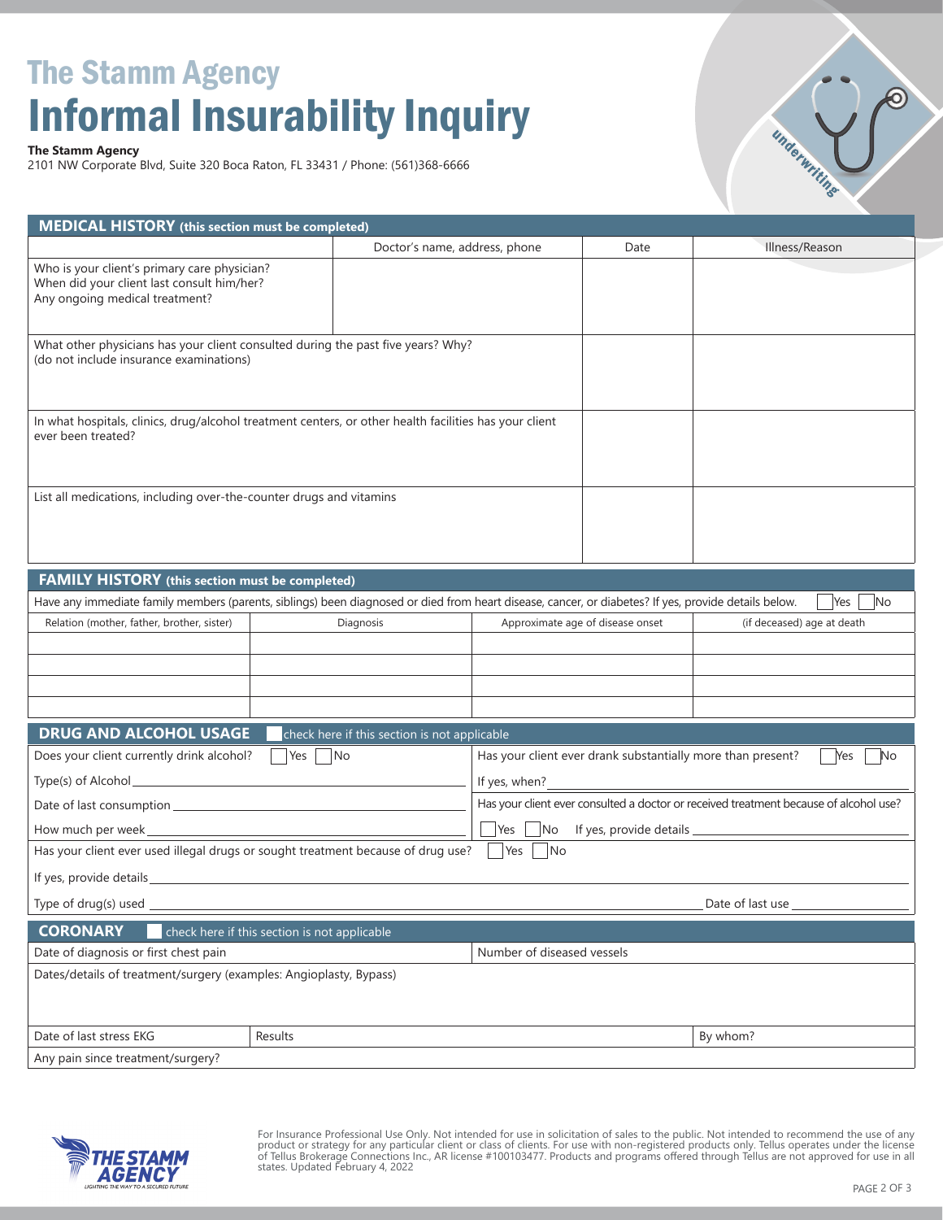# The Stamm Agency

# Informal Insurability Inquiry

**The Stamm Agency**
2101 NW Corporate Blvd, Suite 320 Boca Raton, FL 33431 / Phone: (561)368-6666

underwriting

## MEDICAL HISTORY (this section must be completed)

| | Doctor's name, address, phone | Date | Illness/Reason |
|---|---|---|---|
| Who is your client's primary care physician? When did your client last consult him/her? Any ongoing medical treatment? | | | |
| What other physicians has your client consulted during the past five years? Why? (do not include insurance examinations) | | | |
| In what hospitals, clinics, drug/alcohol treatment centers, or other health facilities has your client ever been treated? | | | |
| List all medications, including over-the-counter drugs and vitamins | | | |

## FAMILY HISTORY (this section must be completed)

Have any immediate family members (parents, siblings) been diagnosed or died from heart disease, cancer, or diabetes? If yes, provide details below. ☐ Yes ☐ No

| Relation (mother, father, brother, sister) | Diagnosis | Approximate age of disease onset | (if deceased) age at death |
|---|---|---|---|
| | | | |
| | | | |
| | | | |
| | | | |

## DRUG AND ALCOHOL USAGE ☐ check here if this section is not applicable

Does your client currently drink alcohol? ☐ Yes ☐ No

Type(s) of Alcohol ______________________

Date of last consumption ______________________

How much per week ______________________

Has your client ever drank substantially more than present? ☐ Yes ☐ No

If yes, when? ______________________

Has your client ever consulted a doctor or received treatment because of alcohol use?

☐ Yes ☐ No If yes, provide details ______________________

Has your client ever used illegal drugs or sought treatment because of drug use? ☐ Yes ☐ No

If yes, provide details ______________________

Type of drug(s) used ______________________ Date of last use ______________________

## CORONARY ☐ check here if this section is not applicable

Date of diagnosis or first chest pain ______________________ Number of diseased vessels ______________________

Dates/details of treatment/surgery (examples: Angioplasty, Bypass)

Date of last stress EKG ______________________ Results ______________________ By whom? ______________________

Any pain since treatment/surgery?

THE STAMM AGENCY
LIGHTING THE WAY TO A SECURED FUTURE

For Insurance Professional Use Only. Not intended for use in solicitation of sales to the public. Not intended to recommend the use of any product or strategy for any particular client or class of clients. For use with non-registered products only. Tellus operates under the license of Tellus Brokerage Connections Inc., AR license #100103477. Products and programs offered through Tellus are not approved for use in all states. Updated February 4, 2022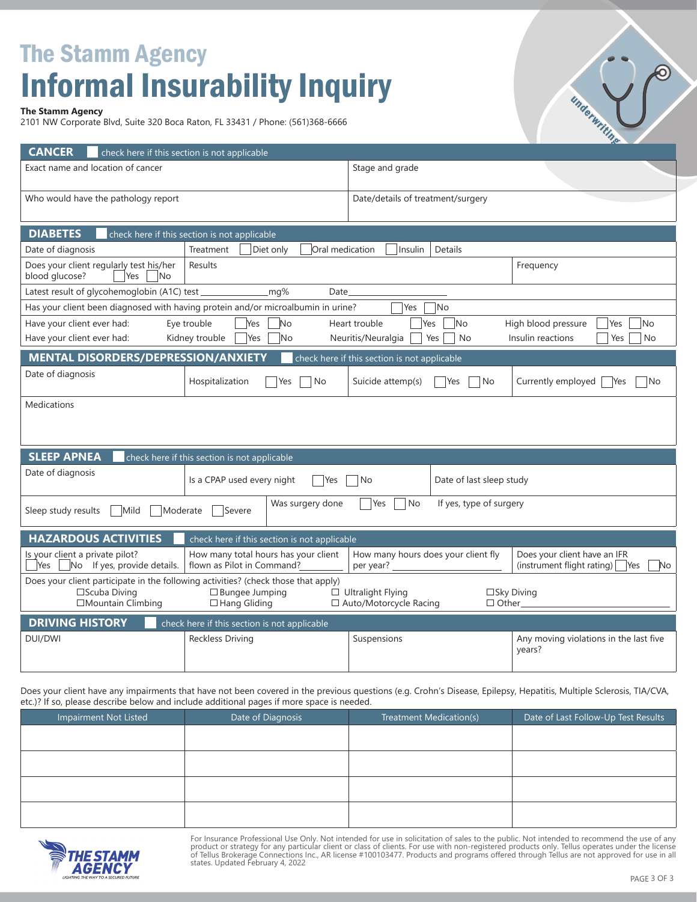# The Stamm Agency

# Informal Insurability Inquiry

**The Stamm Agency**
2101 NW Corporate Blvd, Suite 320 Boca Raton, FL 33431 / Phone: (561)368-6666

## CANCER ☐ check here if this section is not applicable

| | |
|---|---|
| Exact name and location of cancer | Stage and grade |
| Who would have the pathology report | Date/details of treatment/surgery |

## DIABETES ☐ check here if this section is not applicable

| | | |
|---|---|---|
| Date of diagnosis | Treatment ☐ Diet only ☐ Oral medication ☐ Insulin | Details |
| Does your client regularly test his/her blood glucose? ☐ Yes ☐ No | Results | Frequency |

Latest result of glycohemoglobin (A1C) test _______________ mg% Date_______________

Has your client been diagnosed with having protein and/or microalbumin in urine? ☐ Yes ☐ No

Have your client ever had: Eye trouble ☐ Yes ☐ No Heart trouble ☐ Yes ☐ No High blood pressure ☐ Yes ☐ No

Have your client ever had: Kidney trouble ☐ Yes ☐ No Neuritis/Neuralgia ☐ Yes ☐ No Insulin reactions ☐ Yes ☐ No

## MENTAL DISORDERS/DEPRESSION/ANXIETY ☐ check here if this section is not applicable

| | | | |
|---|---|---|---|
| Date of diagnosis | Hospitalization ☐ Yes ☐ No | Suicide attemp(s) ☐ Yes ☐ No | Currently employed ☐ Yes ☐ No |

Medications

## SLEEP APNEA ☐ check here if this section is not applicable

| | | |
|---|---|---|
| Date of diagnosis | Is a CPAP used every night ☐ Yes ☐ No | Date of last sleep study |
| Sleep study results ☐ Mild ☐ Moderate ☐ Severe | Was surgery done ☐ Yes ☐ No | If yes, type of surgery |

## HAZARDOUS ACTIVITIES ☐ check here if this section is not applicable

| | | | |
|---|---|---|---|
| Is your client a private pilot? ☐ Yes ☐ No If yes, provide details. | How many total hours has your client flown as Pilot in Command?_________ | How many hours does your client fly per year? _________ | Does your client have an IFR (instrument flight rating) ☐ Yes ☐ No |

Does your client participate in the following activities? (check those that apply)

☐ Scuba Diving ☐ Bungee Jumping ☐ Ultralight Flying ☐ Sky Diving

☐ Mountain Climbing ☐ Hang Gliding ☐ Auto/Motorcycle Racing ☐ Other_______________

## DRIVING HISTORY ☐ check here if this section is not applicable

| DUI/DWI | Reckless Driving | Suspensions | Any moving violations in the last five years? |
|---|---|---|---|
| | | | |

Does your client have any impairments that have not been covered in the previous questions (e.g. Crohn's Disease, Epilepsy, Hepatitis, Multiple Sclerosis, TIA/CVA, etc.)? If so, please describe below and include additional pages if more space is needed.

| Impairment Not Listed | Date of Diagnosis | Treatment Medication(s) | Date of Last Follow-Up Test Results |
|---|---|---|---|
| | | | |
| | | | |
| | | | |
| | | | |

THE STAMM AGENCY
LIGHTING THE WAY TO A SECURED FUTURE

For Insurance Professional Use Only. Not intended for use in solicitation of sales to the public. Not intended to recommend the use of any product or strategy for any particular client or class of clients. For use with non-registered products only. Tellus operates under the license of Tellus Brokerage Connections Inc., AR license #100103477. Products and programs offered through Tellus are not approved for use in all states. Updated February 4, 2022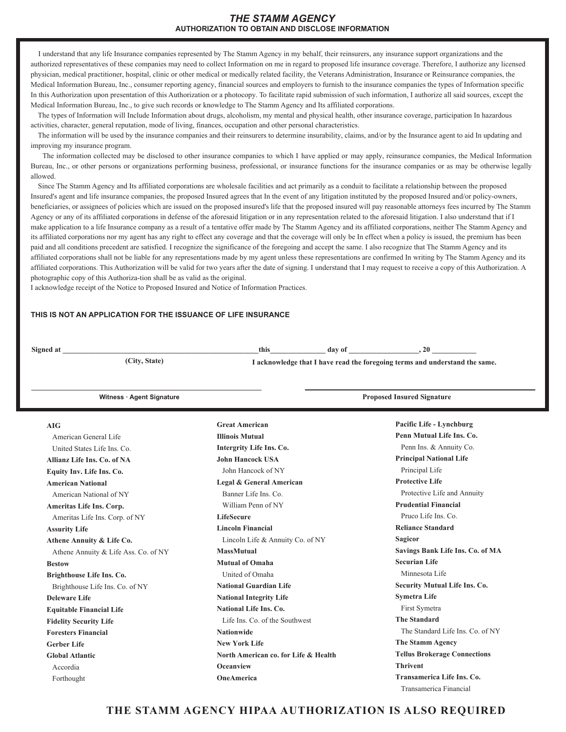# *THE STAMM AGENCY*

**AUTHORIZATION TO OBTAIN AND DISCLOSE INFORMATION**

I understand that any life Insurance companies represented by The Stamm Agency in my behalf, their reinsurers, any insurance support organizations and the authorized representatives of these companies may need to collect Information on me in regard to proposed life insurance coverage. Therefore, I authorize any licensed physician, medical practitioner, hospital, clinic or other medical or medically related facility, the Veterans Administration, Insurance or Reinsurance companies, the Medical Information Bureau, Inc., consumer reporting agency, financial sources and employers to furnish to the insurance companies the types of Information specific In this Authorization upon presentation of this Authorization or a photocopy. To facilitate rapid submission of such information, I authorize all said sources, except the Medical Information Bureau, Inc., to give such records or knowledge to The Stamm Agency and Its affiliated corporations.

The types of Information will Include Information about drugs, alcoholism, my mental and physical health, other insurance coverage, participation In hazardous activities, character, general reputation, mode of living, finances, occupation and other personal characteristics.

The information will be used by the insurance companies and their reinsurers to determine insurability, claims, and/or by the Insurance agent to aid In updating and improving my insurance program.

The information collected may be disclosed to other insurance companies to which I have applied or may apply, reinsurance companies, the Medical Information Bureau, Inc., or other persons or organizations performing business, professional, or insurance functions for the insurance companies or as may be otherwise legally allowed.

Since The Stamm Agency and Its affiliated corporations are wholesale facilities and act primarily as a conduit to facilitate a relationship between the proposed Insured's agent and life insurance companies, the proposed Insured agrees that In the event of any litigation instituted by the proposed Insured and/or policy-owners, beneficiaries, or assignees of policies which are issued on the proposed insured's life that the proposed insured will pay reasonable attorneys fees incurred by The Stamm Agency or any of its affiliated corporations in defense of the aforesaid litigation or in any representation related to the aforesaid litigation. I also understand that if I make application to a life Insurance company as a result of a tentative offer made by The Stamm Agency and its affiliated corporations, neither The Stamm Agency and its affiliated corporations nor my agent has any right to effect any coverage and that the coverage will only be In effect when a policy is issued, the premium has been paid and all conditions precedent are satisfied. I recognize the significance of the foregoing and accept the same. I also recognize that The Stamm Agency and its affiliated corporations shall not be liable for any representations made by my agent unless these representations are confirmed In writing by The Stamm Agency and its affiliated corporations. This Authorization will be valid for two years after the date of signing. I understand that I may request to receive a copy of this Authorization. A photographic copy of this Authoriza-tion shall be as valid as the original.

I acknowledge receipt of the Notice to Proposed Insured and Notice of Information Practices.

**THIS IS NOT AN APPLICATION FOR THE ISSUANCE OF LIFE INSURANCE**

**Signed at** ______________________________ **this**__________ **day of** ______________, **20** ________

**(City, State)**

**I acknowledge that I have read the foregoing terms and understand the same.**

______________________________
**Witness · Agent Signature**

______________________________
**Proposed Insured Signature**

**AIG**
- American General Life
- United States Life Ins. Co.

**Allianz Life Ins. Co. of NA**

**Equity Inv. Life Ins. Co.**

**American National**
- American National of NY

**Ameritas Life Ins. Corp.**
- Ameritas Life Ins. Corp. of NY

**Assurity Life**

**Athene Annuity & Life Co.**
- Athene Annuity & Life Ass. Co. of NY

**Bestow**

**Brighthouse Life Ins. Co.**
- Brighthouse Life Ins. Co. of NY

**Deleware Life**

**Equitable Financial Life**

**Fidelity Security Life**

**Foresters Financial**

**Gerber Life**

**Global Atlantic**
- Accordia
- Forthought

**Great American**

**Illinois Mutual**

**Intergrity Life Ins. Co.**

**John Hancock USA**
- John Hancock of NY

**Legal & General American**
- Banner Life Ins. Co.
- William Penn of NY

**LifeSecure**

**Lincoln Financial**
- Lincoln Life & Annuity Co. of NY

**MassMutual**

**Mutual of Omaha**
- United of Omaha

**National Guardian Life**

**National Integrity Life**

**National Life Ins. Co.**
- Life Ins. Co. of the Southwest

**Nationwide**

**New York Life**

**North American co. for Life & Health**

**Oceanview**

**OneAmerica**

**Pacific Life - Lynchburg**

**Penn Mutual Life Ins. Co.**
- Penn Ins. & Annuity Co.

**Principal National Life**
- Principal Life

**Protective Life**
- Protective Life and Annuity

**Prudential Financial**
- Pruco Life Ins. Co.

**Reliance Standard**

**Sagicor**

**Savings Bank Life Ins. Co. of MA**

**Securian Life**
- Minnesota Life

**Security Mutual Life Ins. Co.**

**Symetra Life**
- First Symetra

**The Standard**
- The Standard Life Ins. Co. of NY

**The Stamm Agency**

**Tellus Brokerage Connections**

**Thrivent**

**Transamerica Life Ins. Co.**
- Transamerica Financial

**THE STAMM AGENCY HIPAA AUTHORIZATION IS ALSO REQUIRED**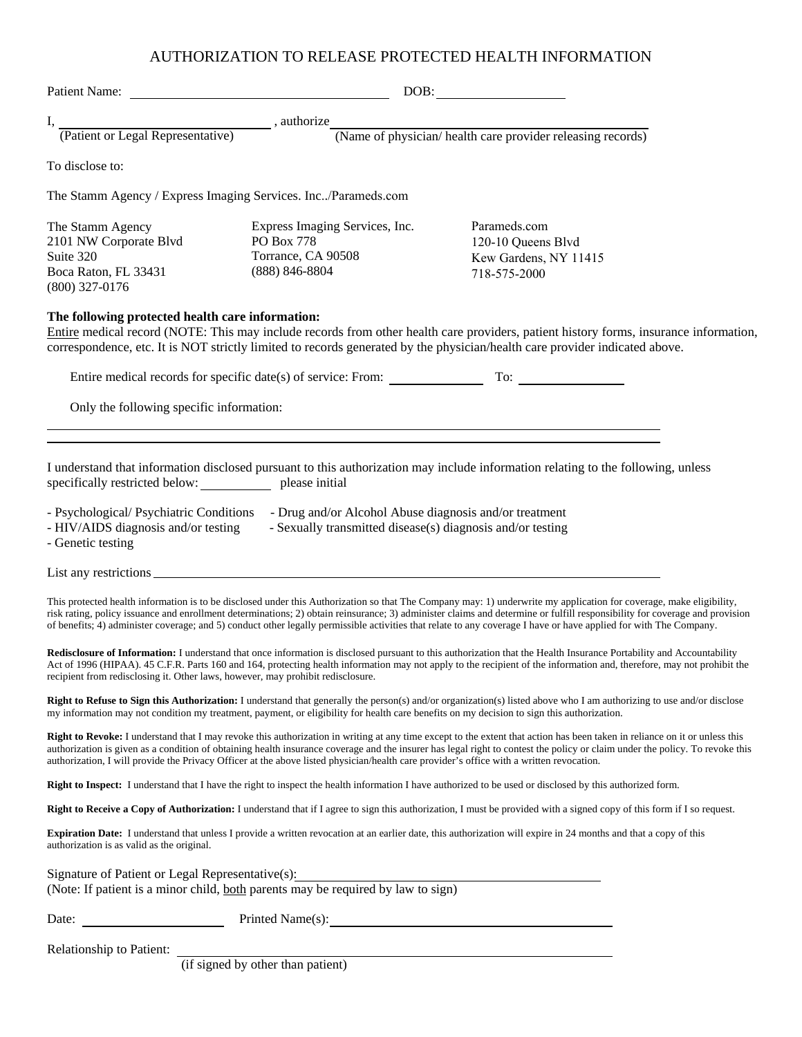# AUTHORIZATION TO RELEASE PROTECTED HEALTH INFORMATION

Patient Name: ________________________________ DOB: ________________

I, ____________________________ , authorize ____________________________________________
(Patient or Legal Representative) (Name of physician/ health care provider releasing records)

To disclose to:

The Stamm Agency / Express Imaging Services. Inc../Parameds.com

| | | |
|---|---|---|
| The Stamm Agency<br>2101 NW Corporate Blvd<br>Suite 320<br>Boca Raton, FL 33431<br>(800) 327-0176 | Express Imaging Services, Inc.<br>PO Box 778<br>Torrance, CA 90508<br>(888) 846-8804 | Parameds.com<br>120-10 Queens Blvd<br>Kew Gardens, NY 11415<br>718-575-2000 |

**The following protected health care information:**
Entire medical record (NOTE: This may include records from other health care providers, patient history forms, insurance information, correspondence, etc. It is NOT strictly limited to records generated by the physician/health care provider indicated above.

Entire medical records for specific date(s) of service: From: ____________ To: ____________

Only the following specific information:

______________________________________________________________________________

______________________________________________________________________________

I understand that information disclosed pursuant to this authorization may include information relating to the following, unless specifically restricted below: __________ please initial

- Psychological/ Psychiatric Conditions
- Drug and/or Alcohol Abuse diagnosis and/or treatment
- HIV/AIDS diagnosis and/or testing
- Sexually transmitted disease(s) diagnosis and/or testing
- Genetic testing

List any restrictions ______________________________________________________________

This protected health information is to be disclosed under this Authorization so that The Company may: 1) underwrite my application for coverage, make eligibility, risk rating, policy issuance and enrollment determinations; 2) obtain reinsurance; 3) administer claims and determine or fulfill responsibility for coverage and provision of benefits; 4) administer coverage; and 5) conduct other legally permissible activities that relate to any coverage I have or have applied for with The Company.

**Redisclosure of Information:** I understand that once information is disclosed pursuant to this authorization that the Health Insurance Portability and Accountability Act of 1996 (HIPAA). 45 C.F.R. Parts 160 and 164, protecting health information may not apply to the recipient of the information and, therefore, may not prohibit the recipient from redisclosing it. Other laws, however, may prohibit redisclosure.

**Right to Refuse to Sign this Authorization:** I understand that generally the person(s) and/or organization(s) listed above who I am authorizing to use and/or disclose my information may not condition my treatment, payment, or eligibility for health care benefits on my decision to sign this authorization.

**Right to Revoke:** I understand that I may revoke this authorization in writing at any time except to the extent that action has been taken in reliance on it or unless this authorization is given as a condition of obtaining health insurance coverage and the insurer has legal right to contest the policy or claim under the policy. To revoke this authorization, I will provide the Privacy Officer at the above listed physician/health care provider's office with a written revocation.

**Right to Inspect:** I understand that I have the right to inspect the health information I have authorized to be used or disclosed by this authorized form.

**Right to Receive a Copy of Authorization:** I understand that if I agree to sign this authorization, I must be provided with a signed copy of this form if I so request.

**Expiration Date:** I understand that unless I provide a written revocation at an earlier date, this authorization will expire in 24 months and that a copy of this authorization is as valid as the original.

Signature of Patient or Legal Representative(s): ________________________________________
(Note: If patient is a minor child, both parents may be required by law to sign)

Date: ____________________ Printed Name(s): ________________________________________

Relationship to Patient: ______________________________________________________
(if signed by other than patient)